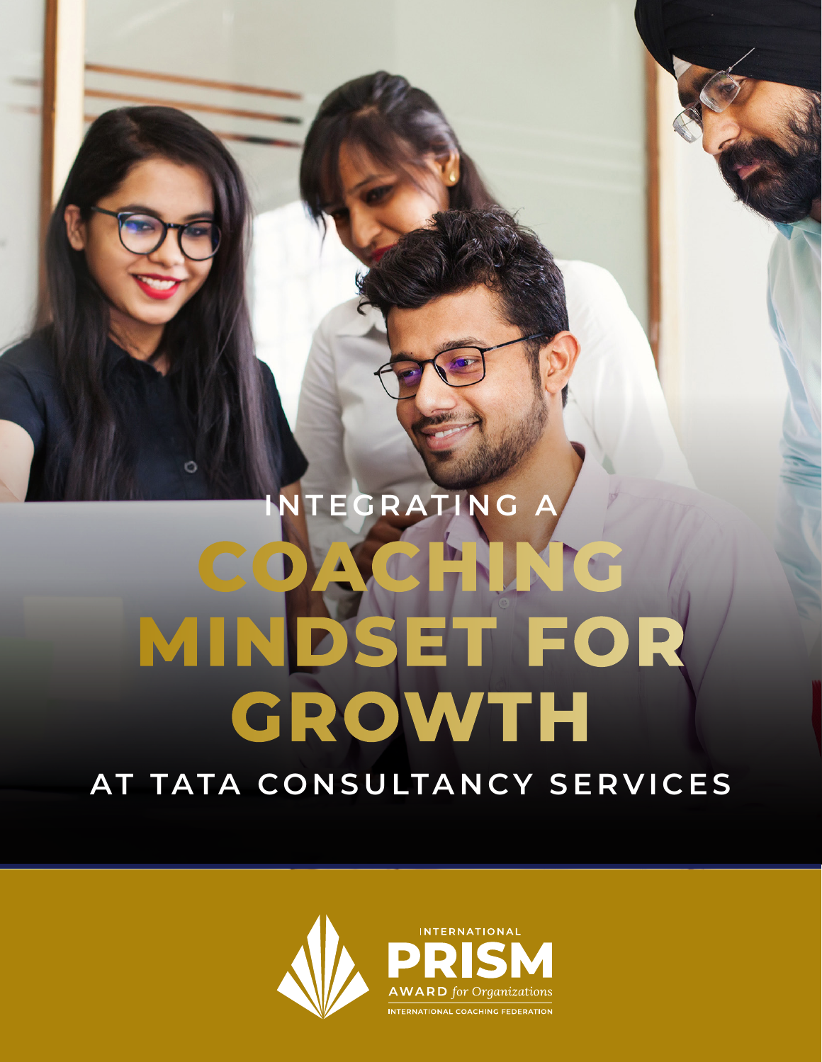# INTEGRATING A COACHING MINDSET FOR GROWTH AT TATA CONSULTANCY SERVICES

INTERNATIONAL PRISM AWARD *for Organizations*

INTERNATIONAL COACHING FEDERATION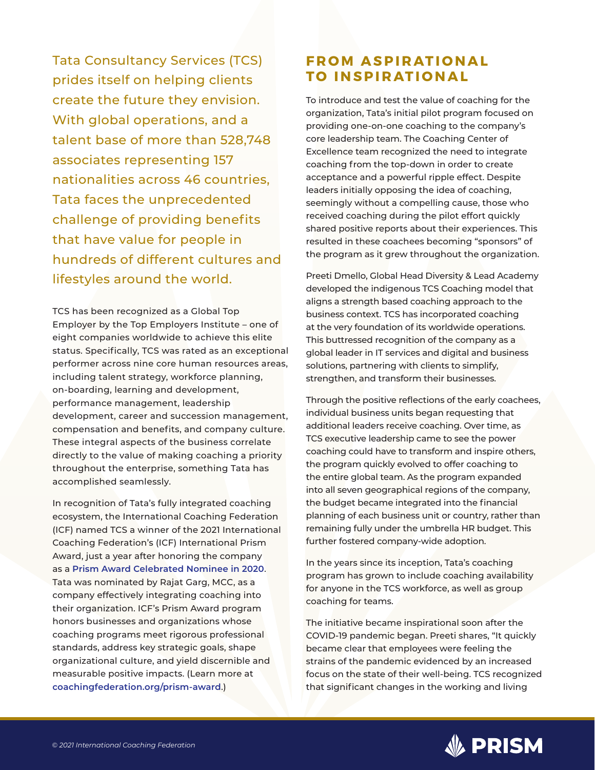Tata Consultancy Services (TCS) prides itself on helping clients create the future they envision. With global operations, and a talent base of more than 528,748 associates representing 157 nationalities across 46 countries, Tata faces the unprecedented challenge of providing benefits that have value for people in hundreds of different cultures and lifestyles around the world.

TCS has been recognized as a Global Top Employer by the Top Employers Institute – one of eight companies worldwide to achieve this elite status. Specifically, TCS was rated as an exceptional performer across nine core human resources areas, including talent strategy, workforce planning, on-boarding, learning and development, performance management, leadership development, career and succession management, compensation and benefits, and company culture. These integral aspects of the business correlate directly to the value of making coaching a priority throughout the enterprise, something Tata has accomplished seamlessly.

In recognition of Tata's fully integrated coaching ecosystem, the International Coaching Federation (ICF) named TCS a winner of the 2021 International Coaching Federation's (ICF) International Prism Award, just a year after honoring the company as a **Prism Award Celebrated Nominee in 2020**. Tata was nominated by Rajat Garg, MCC, as a company effectively integrating coaching into their organization. ICF's Prism Award program honors businesses and organizations whose coaching programs meet rigorous professional standards, address key strategic goals, shape organizational culture, and yield discernible and measurable positive impacts. (Learn more at **coachingfederation.org/prism-award**.)

## FROM ASPIRATIONAL TO INSPIRATIONAL

To introduce and test the value of coaching for the organization, Tata's initial pilot program focused on providing one-on-one coaching to the company's core leadership team. The Coaching Center of Excellence team recognized the need to integrate coaching from the top-down in order to create acceptance and a powerful ripple effect. Despite leaders initially opposing the idea of coaching, seemingly without a compelling cause, those who received coaching during the pilot effort quickly shared positive reports about their experiences. This resulted in these coachees becoming "sponsors" of the program as it grew throughout the organization.

Preeti Dmello, Global Head Diversity & Lead Academy developed the indigenous TCS Coaching model that aligns a strength based coaching approach to the business context. TCS has incorporated coaching at the very foundation of its worldwide operations. This buttressed recognition of the company as a global leader in IT services and digital and business solutions, partnering with clients to simplify, strengthen, and transform their businesses.

Through the positive reflections of the early coachees, individual business units began requesting that additional leaders receive coaching. Over time, as TCS executive leadership came to see the power coaching could have to transform and inspire others, the program quickly evolved to offer coaching to the entire global team. As the program expanded into all seven geographical regions of the company, the budget became integrated into the financial planning of each business unit or country, rather than remaining fully under the umbrella HR budget. This further fostered company-wide adoption.

In the years since its inception, Tata's coaching program has grown to include coaching availability for anyone in the TCS workforce, as well as group coaching for teams.

The initiative became inspirational soon after the COVID-19 pandemic began. Preeti shares, "It quickly became clear that employees were feeling the strains of the pandemic evidenced by an increased focus on the state of their well-being. TCS recognized that significant changes in the working and living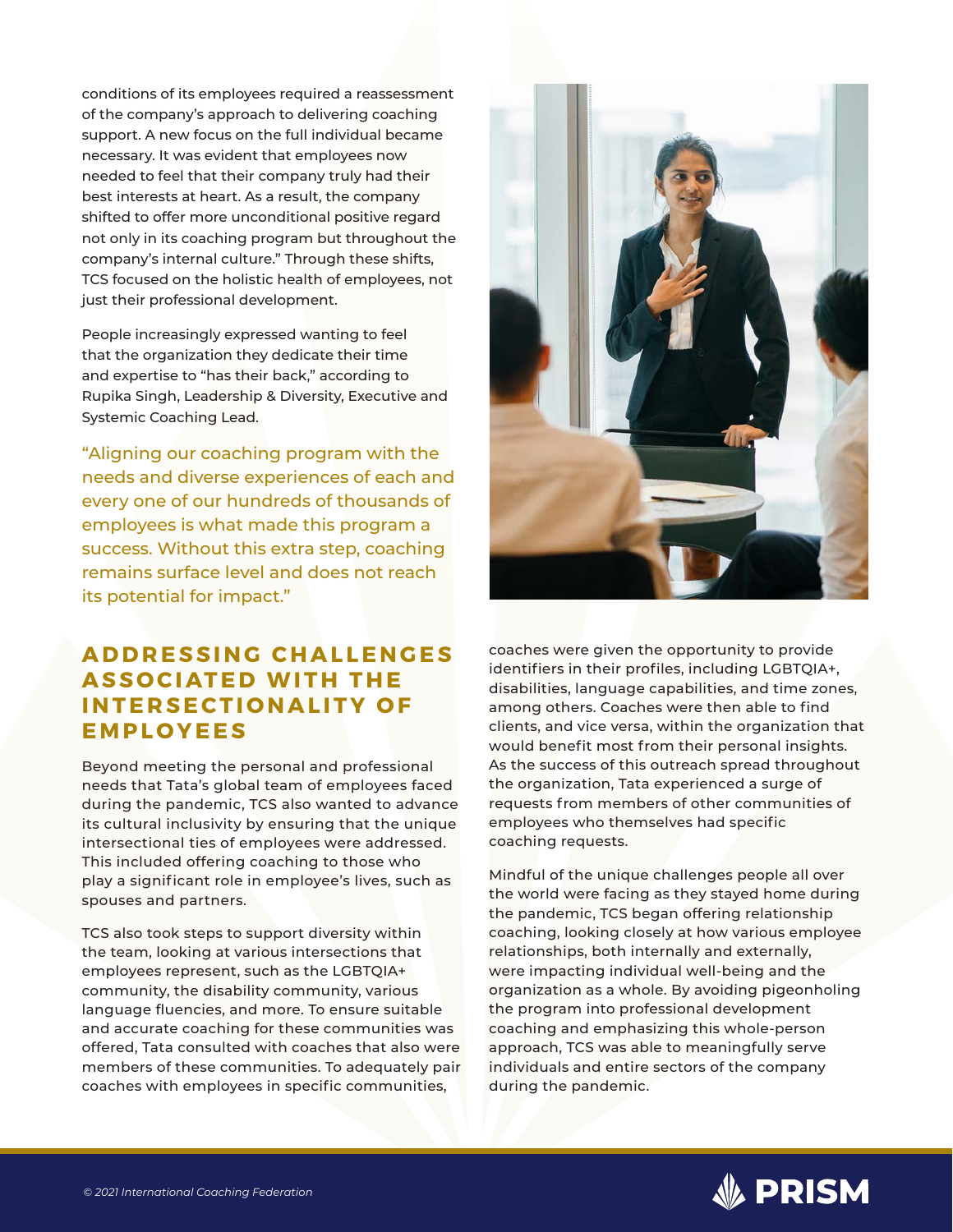conditions of its employees required a reassessment of the company's approach to delivering coaching support. A new focus on the full individual became necessary. It was evident that employees now needed to feel that their company truly had their best interests at heart. As a result, the company shifted to offer more unconditional positive regard not only in its coaching program but throughout the company's internal culture." Through these shifts, TCS focused on the holistic health of employees, not just their professional development.

People increasingly expressed wanting to feel that the organization they dedicate their time and expertise to "has their back," according to Rupika Singh, Leadership & Diversity, Executive and Systemic Coaching Lead.

> "Aligning our coaching program with the needs and diverse experiences of each and every one of our hundreds of thousands of employees is what made this program a success. Without this extra step, coaching remains surface level and does not reach its potential for impact."

## ADDRESSING CHALLENGES ASSOCIATED WITH THE INTERSECTIONALITY OF EMPLOYEES

Beyond meeting the personal and professional needs that Tata's global team of employees faced during the pandemic, TCS also wanted to advance its cultural inclusivity by ensuring that the unique intersectional ties of employees were addressed. This included offering coaching to those who play a significant role in employee's lives, such as spouses and partners.

TCS also took steps to support diversity within the team, looking at various intersections that employees represent, such as the LGBTQIA+ community, the disability community, various language fluencies, and more. To ensure suitable and accurate coaching for these communities was offered, Tata consulted with coaches that also were members of these communities. To adequately pair coaches with employees in specific communities, coaches were given the opportunity to provide identifiers in their profiles, including LGBTQIA+, disabilities, language capabilities, and time zones, among others. Coaches were then able to find clients, and vice versa, within the organization that would benefit most from their personal insights. As the success of this outreach spread throughout the organization, Tata experienced a surge of requests from members of other communities of employees who themselves had specific coaching requests.

Mindful of the unique challenges people all over the world were facing as they stayed home during the pandemic, TCS began offering relationship coaching, looking closely at how various employee relationships, both internally and externally, were impacting individual well-being and the organization as a whole. By avoiding pigeonholing the program into professional development coaching and emphasizing this whole-person approach, TCS was able to meaningfully serve individuals and entire sectors of the company during the pandemic.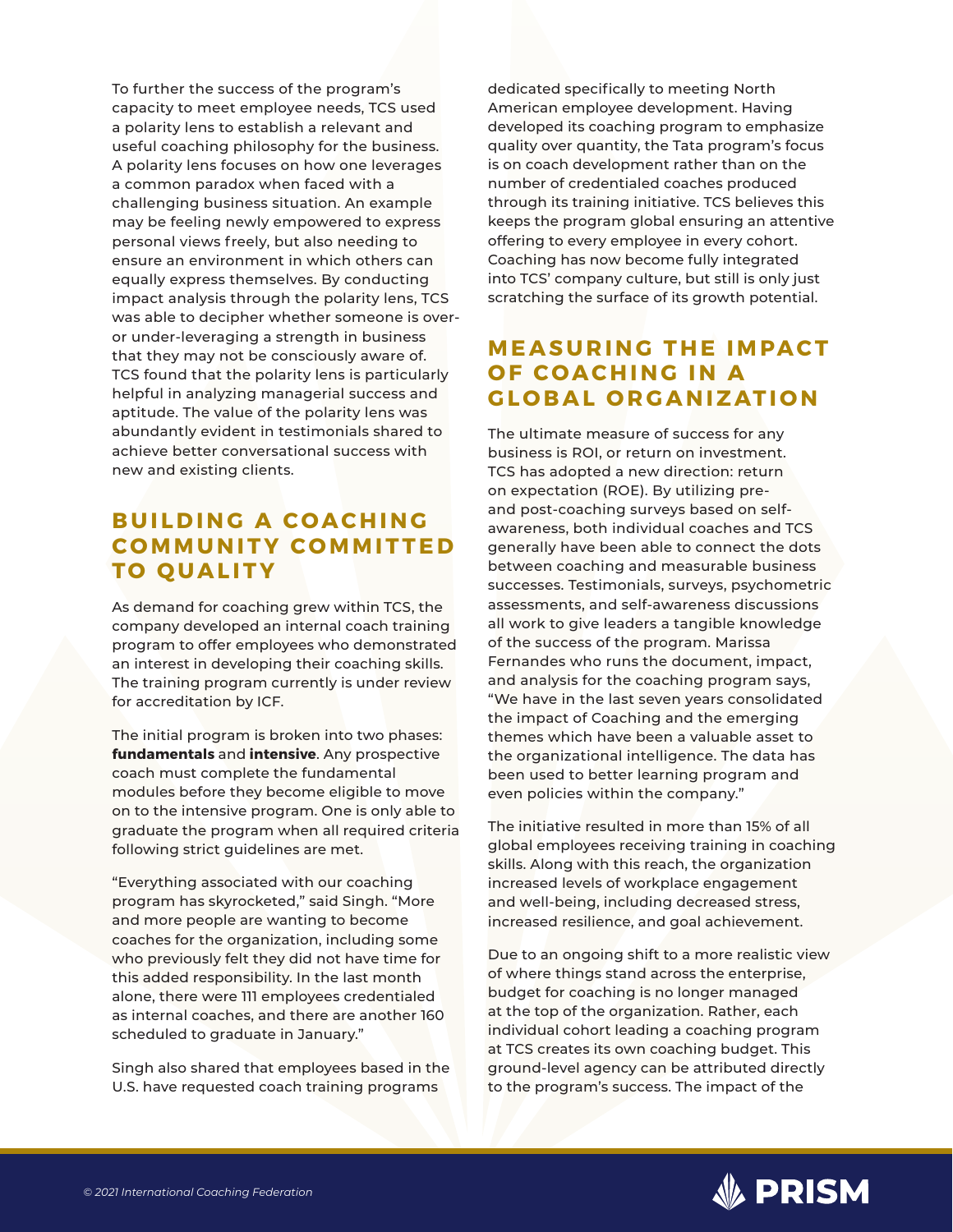To further the success of the program's capacity to meet employee needs, TCS used a polarity lens to establish a relevant and useful coaching philosophy for the business. A polarity lens focuses on how one leverages a common paradox when faced with a challenging business situation. An example may be feeling newly empowered to express personal views freely, but also needing to ensure an environment in which others can equally express themselves. By conducting impact analysis through the polarity lens, TCS was able to decipher whether someone is over- or under-leveraging a strength in business that they may not be consciously aware of. TCS found that the polarity lens is particularly helpful in analyzing managerial success and aptitude. The value of the polarity lens was abundantly evident in testimonials shared to achieve better conversational success with new and existing clients.

## BUILDING A COACHING COMMUNITY COMMITTED TO QUALITY

As demand for coaching grew within TCS, the company developed an internal coach training program to offer employees who demonstrated an interest in developing their coaching skills. The training program currently is under review for accreditation by ICF.

The initial program is broken into two phases: **fundamentals** and **intensive**. Any prospective coach must complete the fundamental modules before they become eligible to move on to the intensive program. One is only able to graduate the program when all required criteria following strict guidelines are met.

"Everything associated with our coaching program has skyrocketed," said Singh. "More and more people are wanting to become coaches for the organization, including some who previously felt they did not have time for this added responsibility. In the last month alone, there were 111 employees credentialed as internal coaches, and there are another 160 scheduled to graduate in January."

Singh also shared that employees based in the U.S. have requested coach training programs dedicated specifically to meeting North American employee development. Having developed its coaching program to emphasize quality over quantity, the Tata program's focus is on coach development rather than on the number of credentialed coaches produced through its training initiative. TCS believes this keeps the program global ensuring an attentive offering to every employee in every cohort. Coaching has now become fully integrated into TCS' company culture, but still is only just scratching the surface of its growth potential.

## MEASURING THE IMPACT OF COACHING IN A GLOBAL ORGANIZATION

The ultimate measure of success for any business is ROI, or return on investment. TCS has adopted a new direction: return on expectation (ROE). By utilizing pre- and post-coaching surveys based on self-awareness, both individual coaches and TCS generally have been able to connect the dots between coaching and measurable business successes. Testimonials, surveys, psychometric assessments, and self-awareness discussions all work to give leaders a tangible knowledge of the success of the program. Marissa Fernandes who runs the document, impact, and analysis for the coaching program says, "We have in the last seven years consolidated the impact of Coaching and the emerging themes which have been a valuable asset to the organizational intelligence. The data has been used to better learning program and even policies within the company."

The initiative resulted in more than 15% of all global employees receiving training in coaching skills. Along with this reach, the organization increased levels of workplace engagement and well-being, including decreased stress, increased resilience, and goal achievement.

Due to an ongoing shift to a more realistic view of where things stand across the enterprise, budget for coaching is no longer managed at the top of the organization. Rather, each individual cohort leading a coaching program at TCS creates its own coaching budget. This ground-level agency can be attributed directly to the program's success. The impact of the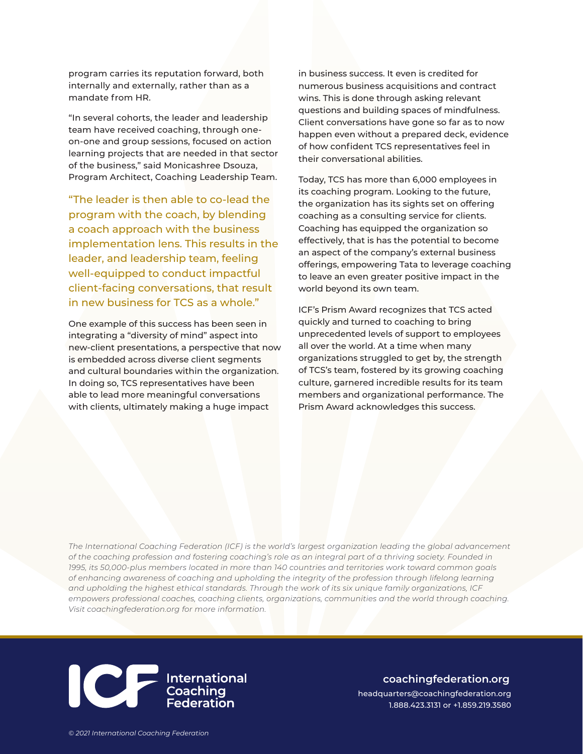program carries its reputation forward, both internally and externally, rather than as a mandate from HR.

"In several cohorts, the leader and leadership team have received coaching, through one-on-one and group sessions, focused on action learning projects that are needed in that sector of the business," said Monicashree Dsouza, Program Architect, Coaching Leadership Team.

"The leader is then able to co-lead the program with the coach, by blending a coach approach with the business implementation lens. This results in the leader, and leadership team, feeling well-equipped to conduct impactful client-facing conversations, that result in new business for TCS as a whole."

One example of this success has been seen in integrating a "diversity of mind" aspect into new-client presentations, a perspective that now is embedded across diverse client segments and cultural boundaries within the organization. In doing so, TCS representatives have been able to lead more meaningful conversations with clients, ultimately making a huge impact in business success. It even is credited for numerous business acquisitions and contract wins. This is done through asking relevant questions and building spaces of mindfulness. Client conversations have gone so far as to now happen even without a prepared deck, evidence of how confident TCS representatives feel in their conversational abilities.

Today, TCS has more than 6,000 employees in its coaching program. Looking to the future, the organization has its sights set on offering coaching as a consulting service for clients. Coaching has equipped the organization so effectively, that is has the potential to become an aspect of the company's external business offerings, empowering Tata to leverage coaching to leave an even greater positive impact in the world beyond its own team.

ICF's Prism Award recognizes that TCS acted quickly and turned to coaching to bring unprecedented levels of support to employees all over the world. At a time when many organizations struggled to get by, the strength of TCS's team, fostered by its growing coaching culture, garnered incredible results for its team members and organizational performance. The Prism Award acknowledges this success.

*The International Coaching Federation (ICF) is the world's largest organization leading the global advancement of the coaching profession and fostering coaching's role as an integral part of a thriving society. Founded in 1995, its 50,000-plus members located in more than 140 countries and territories work toward common goals of enhancing awareness of coaching and upholding the integrity of the profession through lifelong learning and upholding the highest ethical standards. Through the work of its six unique family organizations, ICF empowers professional coaches, coaching clients, organizations, communities and the world through coaching. Visit coachingfederation.org for more information.*

ICF International Coaching Federation

**coachingfederation.org**
headquarters@coachingfederation.org
1.888.423.3131 or +1.859.219.3580

*© 2021 International Coaching Federation*